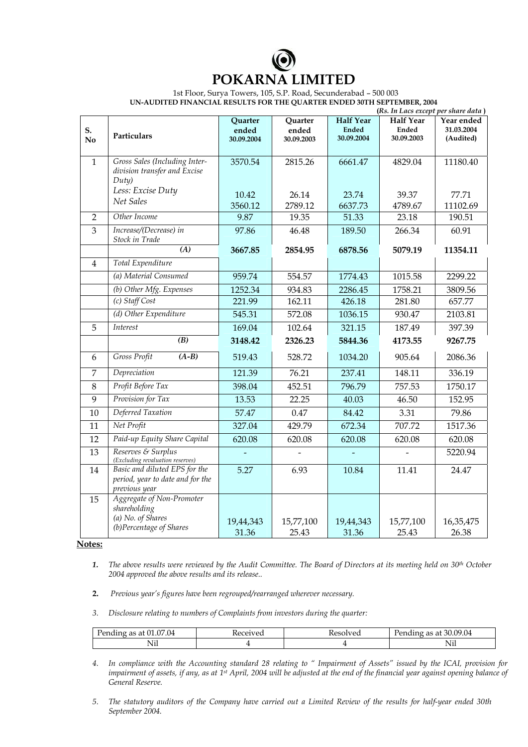# POKARNA LIMITED

1st Floor, Surya Towers, 105, S.P. Road, Secunderabad – 500 003

**UN-AUDITED FINANCIAL RESULTS FOR THE QUARTER ENDED 30TH SEPTEMBER, 2004**

**(Rs. In Lacs except per share data )**

| S. No | Particulars | Quarter ended 30.09.2004 | Quarter ended 30.09.2003 | Half Year Ended 30.09.2004 | Half Year Ended 30.09.2003 | Year ended 31.03.2004 (Audited) |
|---|---|---|---|---|---|---|
| 1 | *Gross Sales (Including Inter-division transfer and Excise Duty)* | 3570.54 | 2815.26 | 6661.47 | 4829.04 | 11180.40 |
| | *Less: Excise Duty* | 10.42 | 26.14 | 23.74 | 39.37 | 77.71 |
| | *Net Sales* | 3560.12 | 2789.12 | 6637.73 | 4789.67 | 11102.69 |
| 2 | *Other Income* | 9.87 | 19.35 | 51.33 | 23.18 | 190.51 |
| 3 | *Increase/(Decrease) in Stock in Trade* | 97.86 | 46.48 | 189.50 | 266.34 | 60.91 |
| | ***(A)*** | **3667.85** | **2854.95** | **6878.56** | **5079.19** | **11354.11** |
| 4 | *Total Expenditure* | | | | | |
| | *(a) Material Consumed* | 959.74 | 554.57 | 1774.43 | 1015.58 | 2299.22 |
| | *(b) Other Mfg. Expenses* | 1252.34 | 934.83 | 2286.45 | 1758.21 | 3809.56 |
| | *(c) Staff Cost* | 221.99 | 162.11 | 426.18 | 281.80 | 657.77 |
| | *(d) Other Expenditure* | 545.31 | 572.08 | 1036.15 | 930.47 | 2103.81 |
| 5 | *Interest* | 169.04 | 102.64 | 321.15 | 187.49 | 397.39 |
| | ***(B)*** | **3148.42** | **2326.23** | **5844.36** | **4173.55** | **9267.75** |
| 6 | *Gross Profit* ***(A-B)*** | 519.43 | 528.72 | 1034.20 | 905.64 | 2086.36 |
| 7 | *Depreciation* | 121.39 | 76.21 | 237.41 | 148.11 | 336.19 |
| 8 | *Profit Before Tax* | 398.04 | 452.51 | 796.79 | 757.53 | 1750.17 |
| 9 | *Provision for Tax* | 13.53 | 22.25 | 40.03 | 46.50 | 152.95 |
| 10 | *Deferred Taxation* | 57.47 | 0.47 | 84.42 | 3.31 | 79.86 |
| 11 | *Net Profit* | 327.04 | 429.79 | 672.34 | 707.72 | 1517.36 |
| 12 | *Paid-up Equity Share Capital* | 620.08 | 620.08 | 620.08 | 620.08 | 620.08 |
| 13 | *Reserves & Surplus (Excluding revaluation reserves)* | - | - | - | - | 5220.94 |
| 14 | *Basic and diluted EPS for the period, year to date and for the previous year* | 5.27 | 6.93 | 10.84 | 11.41 | 24.47 |
| 15 | *Aggregate of Non-Promoter shareholding* | | | | | |
| | *(a) No. of Shares* | 19,44,343 | 15,77,100 | 19,44,343 | 15,77,100 | 16,35,475 |
| | *(b)Percentage of Shares* | 31.36 | 25.43 | 31.36 | 25.43 | 26.38 |

**Notes:**

1. *The above results were reviewed by the Audit Committee. The Board of Directors at its meeting held on 30th October 2004 approved the above results and its release..*

2. *Previous year's figures have been regrouped/rearranged wherever necessary.*

3. *Disclosure relating to numbers of Complaints from investors during the quarter:*

| Pending as at 01.07.04 | Received | Resolved | Pending as at 30.09.04 |
|---|---|---|---|
| Nil | 4 | 4 | Nil |

4. *In compliance with the Accounting standard 28 relating to " Impairment of Assets" issued by the ICAI, provision for impairment of assets, if any, as at 1st April, 2004 will be adjusted at the end of the financial year against opening balance of General Reserve.*

5. *The statutory auditors of the Company have carried out a Limited Review of the results for half-year ended 30th September 2004.*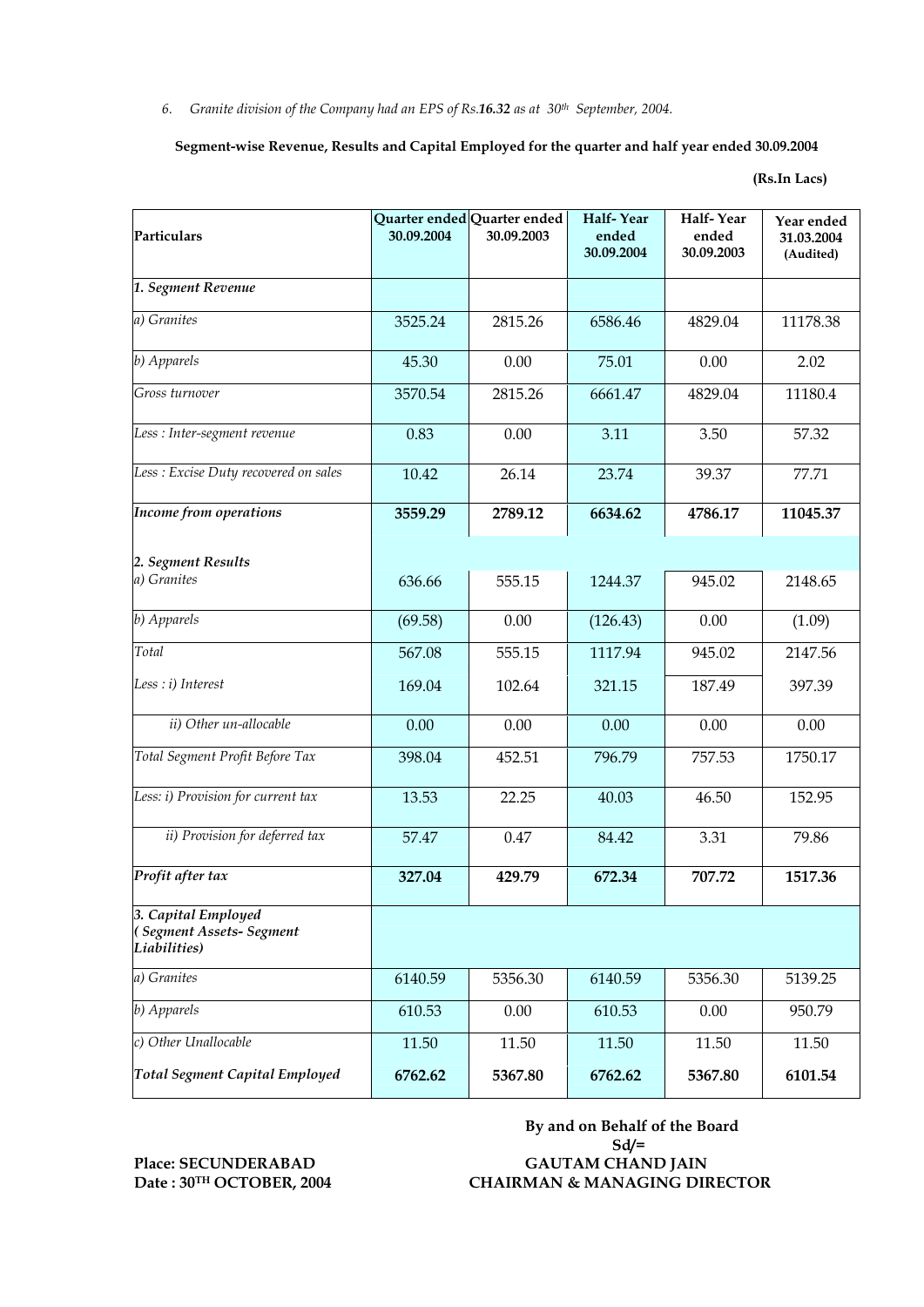6. *Granite division of the Company had an EPS of Rs.**16.32** as at 30th September, 2004.*

**Segment-wise Revenue, Results and Capital Employed for the quarter and half year ended 30.09.2004**

**(Rs.In Lacs)**

| Particulars | Quarter ended 30.09.2004 | Quarter ended 30.09.2003 | Half- Year ended 30.09.2004 | Half- Year ended 30.09.2003 | Year ended 31.03.2004 (Audited) |
|---|---|---|---|---|---|
| ***1. Segment Revenue*** | | | | | |
| *a) Granites* | 3525.24 | 2815.26 | 6586.46 | 4829.04 | 11178.38 |
| *b) Apparels* | 45.30 | 0.00 | 75.01 | 0.00 | 2.02 |
| *Gross turnover* | 3570.54 | 2815.26 | 6661.47 | 4829.04 | 11180.4 |
| *Less : Inter-segment revenue* | 0.83 | 0.00 | 3.11 | 3.50 | 57.32 |
| *Less : Excise Duty recovered on sales* | 10.42 | 26.14 | 23.74 | 39.37 | 77.71 |
| ***Income from operations*** | **3559.29** | **2789.12** | **6634.62** | **4786.17** | **11045.37** |
| ***2. Segment Results*** | | | | | |
| *a) Granites* | 636.66 | 555.15 | 1244.37 | 945.02 | 2148.65 |
| *b) Apparels* | (69.58) | 0.00 | (126.43) | 0.00 | (1.09) |
| *Total* | 567.08 | 555.15 | 1117.94 | 945.02 | 2147.56 |
| *Less : i) Interest* | 169.04 | 102.64 | 321.15 | 187.49 | 397.39 |
| *ii) Other un-allocable* | 0.00 | 0.00 | 0.00 | 0.00 | 0.00 |
| *Total Segment Profit Before Tax* | 398.04 | 452.51 | 796.79 | 757.53 | 1750.17 |
| *Less: i) Provision for current tax* | 13.53 | 22.25 | 40.03 | 46.50 | 152.95 |
| *ii) Provision for deferred tax* | 57.47 | 0.47 | 84.42 | 3.31 | 79.86 |
| ***Profit after tax*** | **327.04** | **429.79** | **672.34** | **707.72** | **1517.36** |
| ***3. Capital Employed ( Segment Assets- Segment Liabilities)*** | | | | | |
| *a) Granites* | 6140.59 | 5356.30 | 6140.59 | 5356.30 | 5139.25 |
| *b) Apparels* | 610.53 | 0.00 | 610.53 | 0.00 | 950.79 |
| *c) Other Unallocable* | 11.50 | 11.50 | 11.50 | 11.50 | 11.50 |
| ***Total Segment Capital Employed*** | **6762.62** | **5367.80** | **6762.62** | **5367.80** | **6101.54** |

**By and on Behalf of the Board**
**Sd/=**
**GAUTAM CHAND JAIN**
**CHAIRMAN & MANAGING DIRECTOR**

**Place: SECUNDERABAD**
**Date : 30TH OCTOBER, 2004**